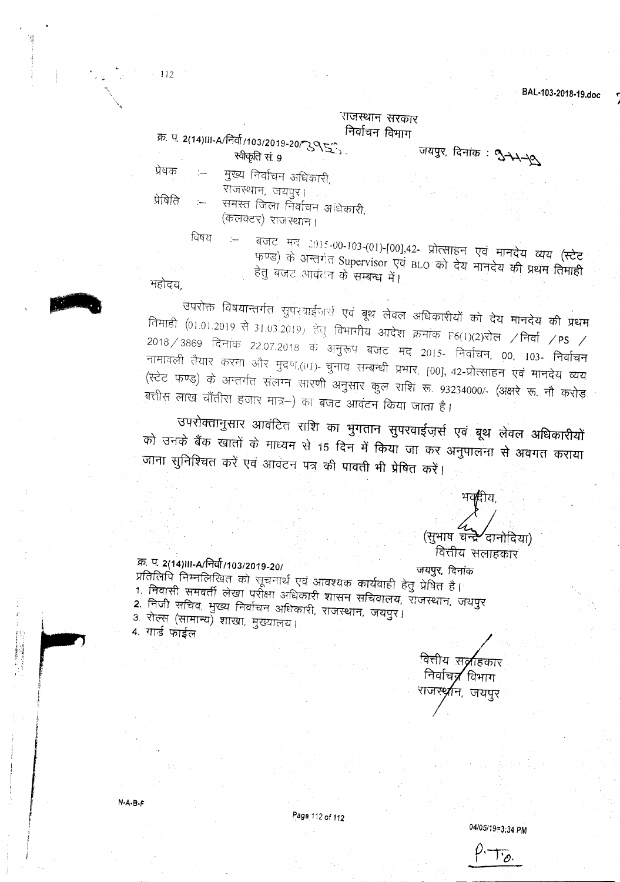राजस्थान सरकार
निर्वाचन विभाग

क्र. प. 2(14)III-A/निर्वा/103/2019-20/3955
स्वीकृति सं. 9

जयपुर, दिनांक : 3-11-19

प्रेषक :– मुख्य निर्वाचन अधिकारी,
राजस्थान, जयपुर।

प्रेषिति :– समस्त जिला निर्वाचन अधिकारी,
(कलक्टर) राजस्थान।

विषय :– बजट मद 2015-00-103-(01)-[00],42- प्रोत्साहन एवं मानदेय व्यय (स्टेट फण्ड) के अन्तर्गत Supervisor एवं BLO को देय मानदेय की प्रथम तिमाही हेतु बजट आवंटन के सम्बन्ध में।

महोदय,

उपरोक्त विषयान्तर्गत सुपरवाईजर्स एवं बूथ लेवल अधिकारीयों को देय मानदेय की प्रथम तिमाही (01.01.2019 से 31.03.2019) हेतु विभागीय आदेश क्रमांक F6(1)(2)रोल /निर्वा /PS / 2018/3869 दिनांक 22.07.2018 के अनुरूप बजट मद 2015- निर्वाचन, 00, 103- निर्वाचन नामावली तैयार करना और मुद्रण,(01)- चुनाव सम्बन्धी प्रभार, [00], 42-प्रोत्साहन एवं मानदेय व्यय (स्टेट फण्ड) के अन्तर्गत संलग्न सारणी अनुसार कुल राशि रू. 93234000/- (अक्षरे रू. नौ करोड़ बत्तीस लाख चौंतीस हजार मात्र–) का बजट आवंटन किया जाता है।

उपरोक्तानुसार आवंटित राशि का भुगतान सुपरवाईज़र्स एवं बूथ लेवल अधिकारीयों को उनके बैंक खातों के माध्यम से 15 दिन में किया जा कर अनुपालना से अवगत कराया जाना सुनिश्चित करें एवं आवंटन पत्र की पावती भी प्रेषित करें।

भवदीय,

(सुभाष चन्द्र दानोदिया)
वित्तीय सलाहकार

क्र. प. 2(14)III-A/निर्वा/103/2019-20/

जयपुर, दिनांक

प्रतिलिपि निम्नलिखित को सूचनार्थ एवं आवश्यक कार्यवाही हेतु प्रेषित है।

1. निवासी समवर्ती लेखा परीक्षा अधिकारी शासन सचिवालय, राजस्थान, जयपुर
2. निजी सचिव, मुख्य निर्वाचन अधिकारी, राजस्थान, जयपुर।
3. रोल्स (सामान्य) शाखा, मुख्यालय।
4. गार्ड फाईल

वित्तीय सलाहकार
निर्वाचन विभाग
राजस्थान, जयपुर

N-A-B-F

P.T.O.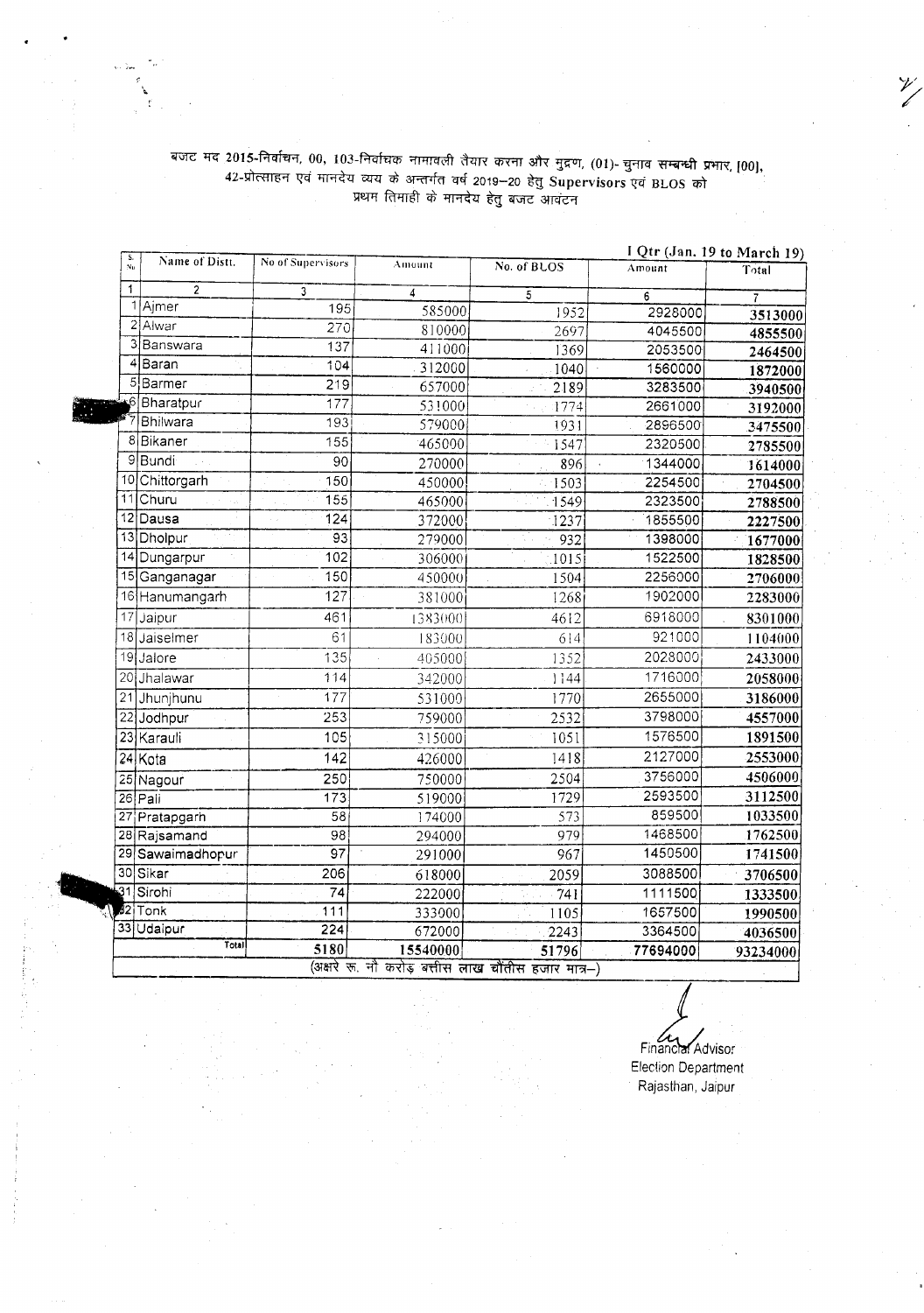बजट मद 2015-निर्वाचन, 00, 103-निर्वाचक नामावली तैयार करना और मुद्रण, (01)- चुनाव सम्बन्धी प्रभार, [00], 42-प्रोत्साहन एवं मानदेय व्यय के अन्तर्गत वर्ष 2019—20 हेतु Supervisors एवं BLOS को प्रथम तिमाही के मानदेय हेतु बजट आवंटन

I Qtr (Jan. 19 to March 19)

| S. No | Name of Distt. | No of Supervisors | Amount | No. of BLOS | Amount | Total |
|---|---|---|---|---|---|---|
| 1 | 2 | 3 | 4 | 5 | 6 | 7 |
| 1 | Ajmer | 195 | 585000 | 1952 | 2928000 | 3513000 |
| 2 | Alwar | 270 | 810000 | 2697 | 4045500 | 4855500 |
| 3 | Banswara | 137 | 411000 | 1369 | 2053500 | 2464500 |
| 4 | Baran | 104 | 312000 | 1040 | 1560000 | 1872000 |
| 5 | Barmer | 219 | 657000 | 2189 | 3283500 | 3940500 |
| 6 | Bharatpur | 177 | 531000 | 1774 | 2661000 | 3192000 |
| 7 | Bhilwara | 193 | 579000 | 1931 | 2896500 | 3475500 |
| 8 | Bikaner | 155 | 465000 | 1547 | 2320500 | 2785500 |
| 9 | Bundi | 90 | 270000 | 896 | 1344000 | 1614000 |
| 10 | Chittorgarh | 150 | 450000 | 1503 | 2254500 | 2704500 |
| 11 | Churu | 155 | 465000 | 1549 | 2323500 | 2788500 |
| 12 | Dausa | 124 | 372000 | 1237 | 1855500 | 2227500 |
| 13 | Dholpur | 93 | 279000 | 932 | 1398000 | 1677000 |
| 14 | Dungarpur | 102 | 306000 | 1015 | 1522500 | 1828500 |
| 15 | Ganganagar | 150 | 450000 | 1504 | 2256000 | 2706000 |
| 16 | Hanumangarh | 127 | 381000 | 1268 | 1902000 | 2283000 |
| 17 | Jaipur | 461 | 1383000 | 4612 | 6918000 | 8301000 |
| 18 | Jaiselmer | 61 | 183000 | 614 | 921000 | 1104000 |
| 19 | Jalore | 135 | 405000 | 1352 | 2028000 | 2433000 |
| 20 | Jhalawar | 114 | 342000 | 1144 | 1716000 | 2058000 |
| 21 | Jhunjhunu | 177 | 531000 | 1770 | 2655000 | 3186000 |
| 22 | Jodhpur | 253 | 759000 | 2532 | 3798000 | 4557000 |
| 23 | Karauli | 105 | 315000 | 1051 | 1576500 | 1891500 |
| 24 | Kota | 142 | 426000 | 1418 | 2127000 | 2553000 |
| 25 | Nagour | 250 | 750000 | 2504 | 3756000 | 4506000 |
| 26 | Pali | 173 | 519000 | 1729 | 2593500 | 3112500 |
| 27 | Pratapgarh | 58 | 174000 | 573 | 859500 | 1033500 |
| 28 | Rajsamand | 98 | 294000 | 979 | 1468500 | 1762500 |
| 29 | Sawaimadhopur | 97 | 291000 | 967 | 1450500 | 1741500 |
| 30 | Sikar | 206 | 618000 | 2059 | 3088500 | 3706500 |
| 31 | Sirohi | 74 | 222000 | 741 | 1111500 | 1333500 |
| 32 | Tonk | 111 | 333000 | 1105 | 1657500 | 1990500 |
| 33 | Udaipur | 224 | 672000 | 2243 | 3364500 | 4036500 |
| | Total | 5180 | 15540000 | 51796 | 77694000 | 93234000 |

(अक्षरे रू. नौ करोड़ बत्तीस लाख चौंतीस हजार मात्र–)

Financial Advisor
Election Department
Rajasthan, Jaipur